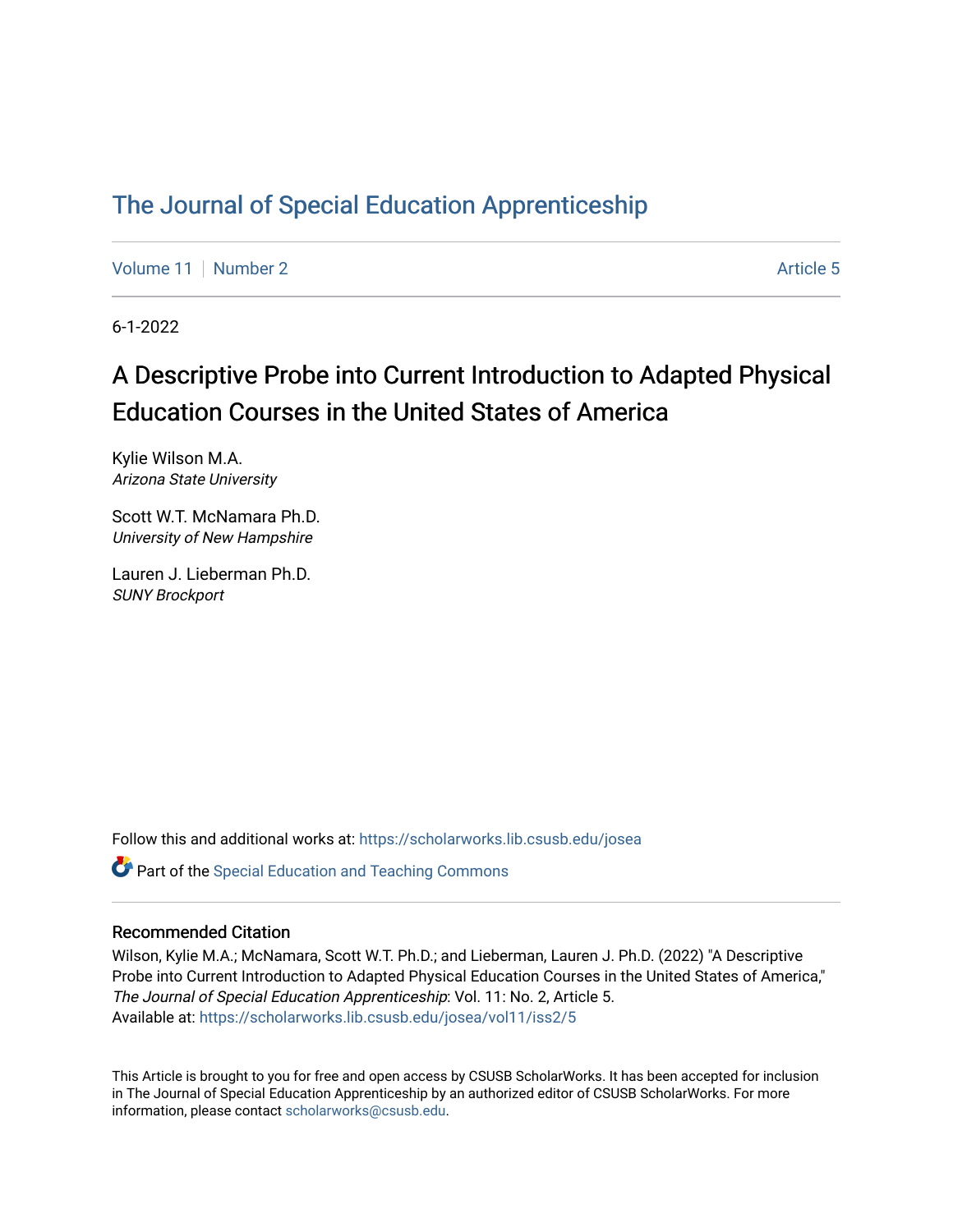# The Journal of Special Education Apprenticeship

Volume 11 | Number 2 | Article 5

6-1-2022

## A Descriptive Probe into Current Introduction to Adapted Physical Education Courses in the United States of America

Kylie Wilson M.A.
*Arizona State University*

Scott W.T. McNamara Ph.D.
*University of New Hampshire*

Lauren J. Lieberman Ph.D.
*SUNY Brockport*

Follow this and additional works at: https://scholarworks.lib.csusb.edu/josea

Part of the Special Education and Teaching Commons

### Recommended Citation

Wilson, Kylie M.A.; McNamara, Scott W.T. Ph.D.; and Lieberman, Lauren J. Ph.D. (2022) "A Descriptive Probe into Current Introduction to Adapted Physical Education Courses in the United States of America," *The Journal of Special Education Apprenticeship*: Vol. 11: No. 2, Article 5.
Available at: https://scholarworks.lib.csusb.edu/josea/vol11/iss2/5

This Article is brought to you for free and open access by CSUSB ScholarWorks. It has been accepted for inclusion in The Journal of Special Education Apprenticeship by an authorized editor of CSUSB ScholarWorks. For more information, please contact scholarworks@csusb.edu.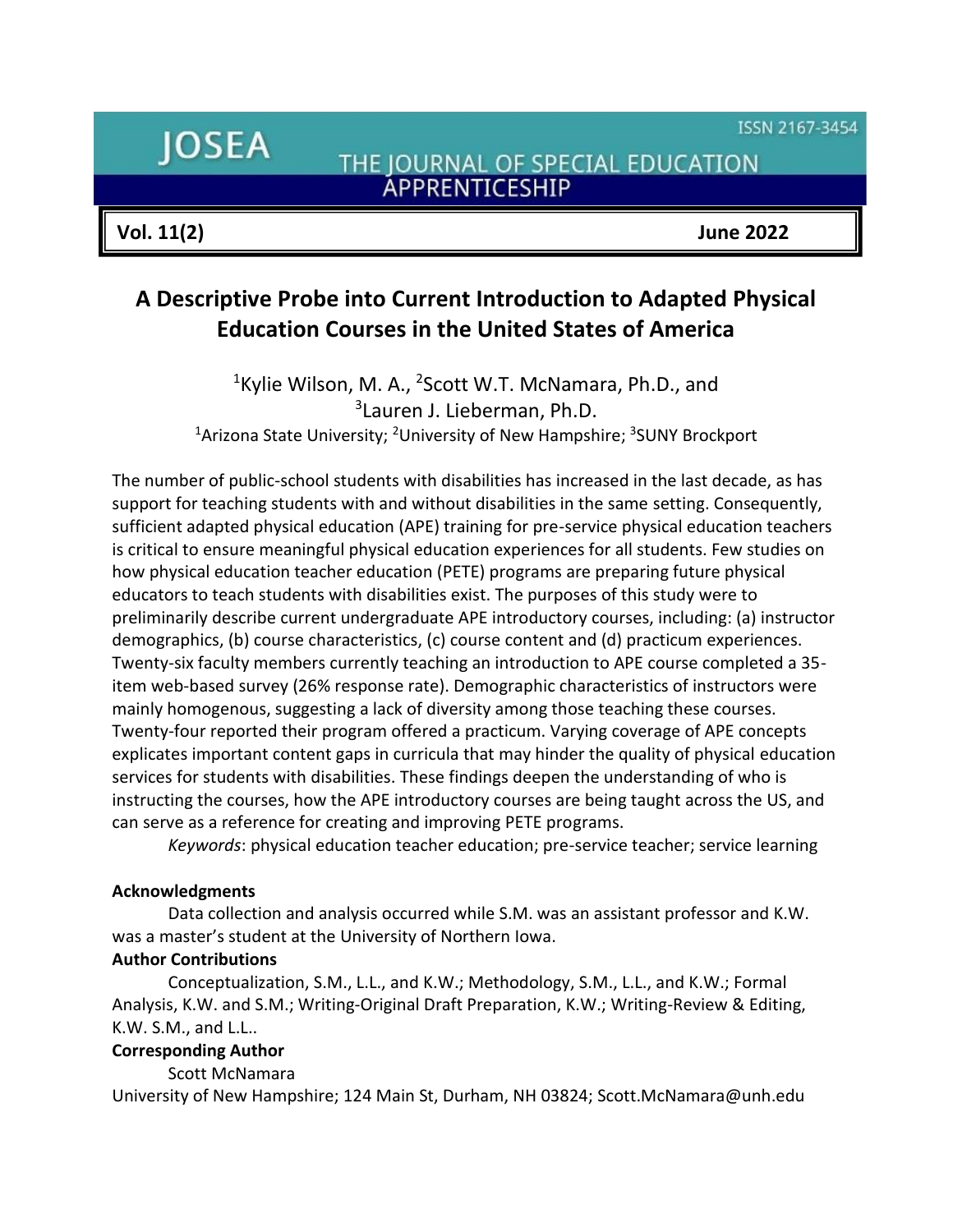# A Descriptive Probe into Current Introduction to Adapted Physical Education Courses in the United States of America

[1]Kylie Wilson, M. A., [2]Scott W.T. McNamara, Ph.D., and [3]Lauren J. Lieberman, Ph.D.

[1]Arizona State University; [2]University of New Hampshire; [3]SUNY Brockport

The number of public-school students with disabilities has increased in the last decade, as has support for teaching students with and without disabilities in the same setting. Consequently, sufficient adapted physical education (APE) training for pre-service physical education teachers is critical to ensure meaningful physical education experiences for all students. Few studies on how physical education teacher education (PETE) programs are preparing future physical educators to teach students with disabilities exist. The purposes of this study were to preliminarily describe current undergraduate APE introductory courses, including: (a) instructor demographics, (b) course characteristics, (c) course content and (d) practicum experiences. Twenty-six faculty members currently teaching an introduction to APE course completed a 35-item web-based survey (26% response rate). Demographic characteristics of instructors were mainly homogenous, suggesting a lack of diversity among those teaching these courses. Twenty-four reported their program offered a practicum. Varying coverage of APE concepts explicates important content gaps in curricula that may hinder the quality of physical education services for students with disabilities. These findings deepen the understanding of who is instructing the courses, how the APE introductory courses are being taught across the US, and can serve as a reference for creating and improving PETE programs.

*Keywords*: physical education teacher education; pre-service teacher; service learning

**Acknowledgments**

Data collection and analysis occurred while S.M. was an assistant professor and K.W. was a master's student at the University of Northern Iowa.

**Author Contributions**

Conceptualization, S.M., L.L., and K.W.; Methodology, S.M., L.L., and K.W.; Formal Analysis, K.W. and S.M.; Writing-Original Draft Preparation, K.W.; Writing-Review & Editing, K.W. S.M., and L.L..

**Corresponding Author**

Scott McNamara

University of New Hampshire; 124 Main St, Durham, NH 03824; Scott.McNamara@unh.edu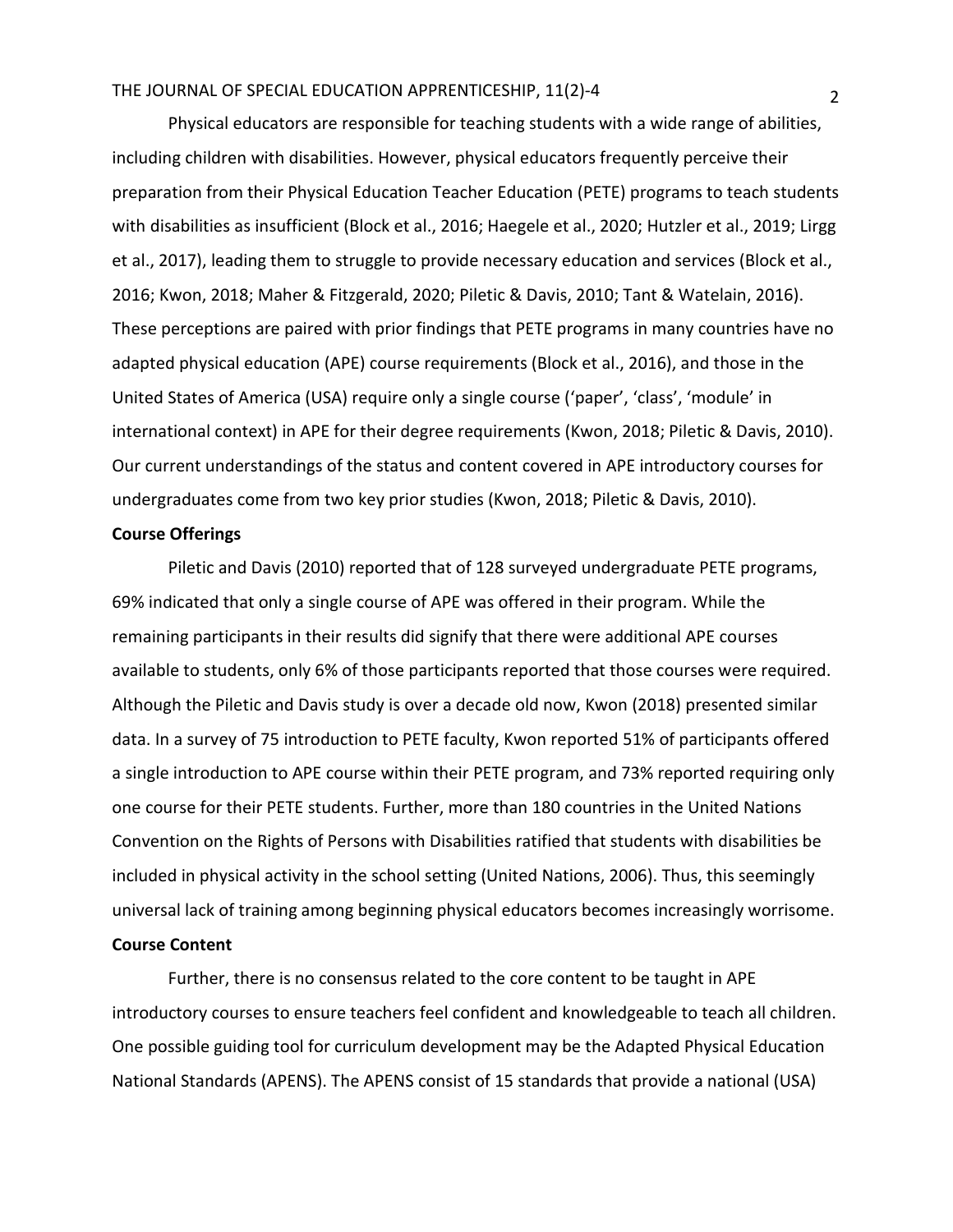Physical educators are responsible for teaching students with a wide range of abilities, including children with disabilities. However, physical educators frequently perceive their preparation from their Physical Education Teacher Education (PETE) programs to teach students with disabilities as insufficient (Block et al., 2016; Haegele et al., 2020; Hutzler et al., 2019; Lirgg et al., 2017), leading them to struggle to provide necessary education and services (Block et al., 2016; Kwon, 2018; Maher & Fitzgerald, 2020; Piletic & Davis, 2010; Tant & Watelain, 2016). These perceptions are paired with prior findings that PETE programs in many countries have no adapted physical education (APE) course requirements (Block et al., 2016), and those in the United States of America (USA) require only a single course ('paper', 'class', 'module' in international context) in APE for their degree requirements (Kwon, 2018; Piletic & Davis, 2010). Our current understandings of the status and content covered in APE introductory courses for undergraduates come from two key prior studies (Kwon, 2018; Piletic & Davis, 2010).

## Course Offerings

Piletic and Davis (2010) reported that of 128 surveyed undergraduate PETE programs, 69% indicated that only a single course of APE was offered in their program. While the remaining participants in their results did signify that there were additional APE courses available to students, only 6% of those participants reported that those courses were required. Although the Piletic and Davis study is over a decade old now, Kwon (2018) presented similar data. In a survey of 75 introduction to PETE faculty, Kwon reported 51% of participants offered a single introduction to APE course within their PETE program, and 73% reported requiring only one course for their PETE students. Further, more than 180 countries in the United Nations Convention on the Rights of Persons with Disabilities ratified that students with disabilities be included in physical activity in the school setting (United Nations, 2006). Thus, this seemingly universal lack of training among beginning physical educators becomes increasingly worrisome.

## Course Content

Further, there is no consensus related to the core content to be taught in APE introductory courses to ensure teachers feel confident and knowledgeable to teach all children. One possible guiding tool for curriculum development may be the Adapted Physical Education National Standards (APENS). The APENS consist of 15 standards that provide a national (USA)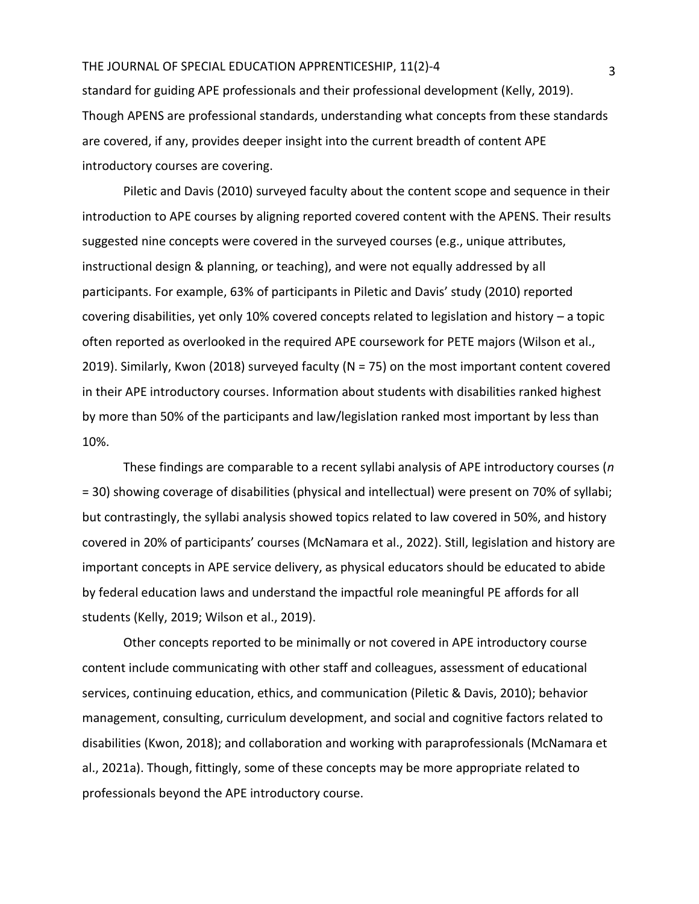standard for guiding APE professionals and their professional development (Kelly, 2019). Though APENS are professional standards, understanding what concepts from these standards are covered, if any, provides deeper insight into the current breadth of content APE introductory courses are covering.

Piletic and Davis (2010) surveyed faculty about the content scope and sequence in their introduction to APE courses by aligning reported covered content with the APENS. Their results suggested nine concepts were covered in the surveyed courses (e.g., unique attributes, instructional design & planning, or teaching), and were not equally addressed by all participants. For example, 63% of participants in Piletic and Davis' study (2010) reported covering disabilities, yet only 10% covered concepts related to legislation and history – a topic often reported as overlooked in the required APE coursework for PETE majors (Wilson et al., 2019). Similarly, Kwon (2018) surveyed faculty (N = 75) on the most important content covered in their APE introductory courses. Information about students with disabilities ranked highest by more than 50% of the participants and law/legislation ranked most important by less than 10%.

These findings are comparable to a recent syllabi analysis of APE introductory courses (*n* = 30) showing coverage of disabilities (physical and intellectual) were present on 70% of syllabi; but contrastingly, the syllabi analysis showed topics related to law covered in 50%, and history covered in 20% of participants' courses (McNamara et al., 2022). Still, legislation and history are important concepts in APE service delivery, as physical educators should be educated to abide by federal education laws and understand the impactful role meaningful PE affords for all students (Kelly, 2019; Wilson et al., 2019).

Other concepts reported to be minimally or not covered in APE introductory course content include communicating with other staff and colleagues, assessment of educational services, continuing education, ethics, and communication (Piletic & Davis, 2010); behavior management, consulting, curriculum development, and social and cognitive factors related to disabilities (Kwon, 2018); and collaboration and working with paraprofessionals (McNamara et al., 2021a). Though, fittingly, some of these concepts may be more appropriate related to professionals beyond the APE introductory course.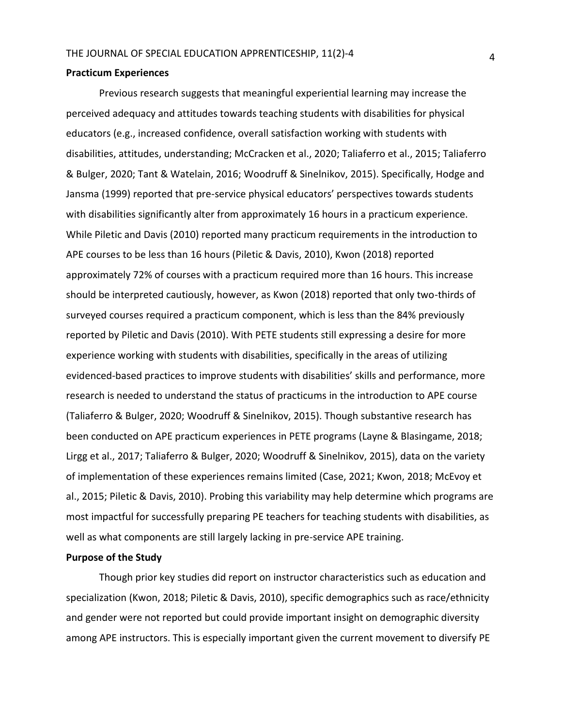**Practicum Experiences**

Previous research suggests that meaningful experiential learning may increase the perceived adequacy and attitudes towards teaching students with disabilities for physical educators (e.g., increased confidence, overall satisfaction working with students with disabilities, attitudes, understanding; McCracken et al., 2020; Taliaferro et al., 2015; Taliaferro & Bulger, 2020; Tant & Watelain, 2016; Woodruff & Sinelnikov, 2015). Specifically, Hodge and Jansma (1999) reported that pre-service physical educators' perspectives towards students with disabilities significantly alter from approximately 16 hours in a practicum experience. While Piletic and Davis (2010) reported many practicum requirements in the introduction to APE courses to be less than 16 hours (Piletic & Davis, 2010), Kwon (2018) reported approximately 72% of courses with a practicum required more than 16 hours. This increase should be interpreted cautiously, however, as Kwon (2018) reported that only two-thirds of surveyed courses required a practicum component, which is less than the 84% previously reported by Piletic and Davis (2010). With PETE students still expressing a desire for more experience working with students with disabilities, specifically in the areas of utilizing evidenced-based practices to improve students with disabilities' skills and performance, more research is needed to understand the status of practicums in the introduction to APE course (Taliaferro & Bulger, 2020; Woodruff & Sinelnikov, 2015). Though substantive research has been conducted on APE practicum experiences in PETE programs (Layne & Blasingame, 2018; Lirgg et al., 2017; Taliaferro & Bulger, 2020; Woodruff & Sinelnikov, 2015), data on the variety of implementation of these experiences remains limited (Case, 2021; Kwon, 2018; McEvoy et al., 2015; Piletic & Davis, 2010). Probing this variability may help determine which programs are most impactful for successfully preparing PE teachers for teaching students with disabilities, as well as what components are still largely lacking in pre-service APE training.

**Purpose of the Study**

Though prior key studies did report on instructor characteristics such as education and specialization (Kwon, 2018; Piletic & Davis, 2010), specific demographics such as race/ethnicity and gender were not reported but could provide important insight on demographic diversity among APE instructors. This is especially important given the current movement to diversify PE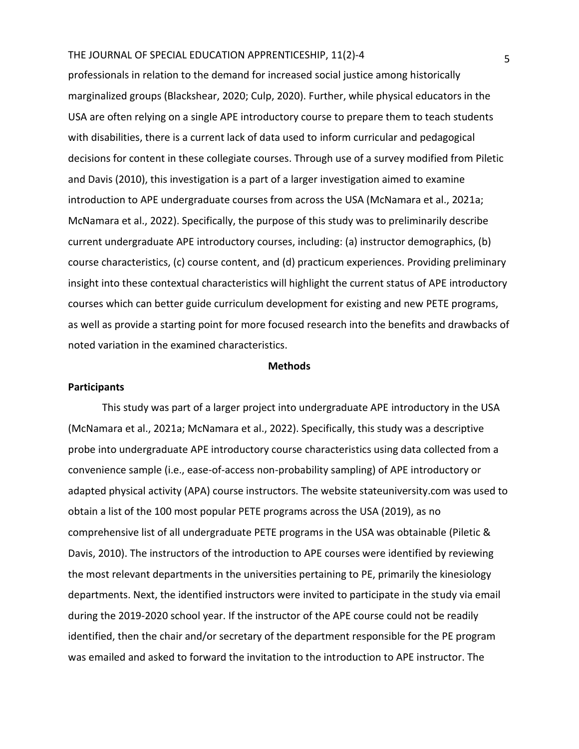professionals in relation to the demand for increased social justice among historically marginalized groups (Blackshear, 2020; Culp, 2020). Further, while physical educators in the USA are often relying on a single APE introductory course to prepare them to teach students with disabilities, there is a current lack of data used to inform curricular and pedagogical decisions for content in these collegiate courses. Through use of a survey modified from Piletic and Davis (2010), this investigation is a part of a larger investigation aimed to examine introduction to APE undergraduate courses from across the USA (McNamara et al., 2021a; McNamara et al., 2022). Specifically, the purpose of this study was to preliminarily describe current undergraduate APE introductory courses, including: (a) instructor demographics, (b) course characteristics, (c) course content, and (d) practicum experiences. Providing preliminary insight into these contextual characteristics will highlight the current status of APE introductory courses which can better guide curriculum development for existing and new PETE programs, as well as provide a starting point for more focused research into the benefits and drawbacks of noted variation in the examined characteristics.

## Methods

### Participants

This study was part of a larger project into undergraduate APE introductory in the USA (McNamara et al., 2021a; McNamara et al., 2022). Specifically, this study was a descriptive probe into undergraduate APE introductory course characteristics using data collected from a convenience sample (i.e., ease-of-access non-probability sampling) of APE introductory or adapted physical activity (APA) course instructors. The website stateuniversity.com was used to obtain a list of the 100 most popular PETE programs across the USA (2019), as no comprehensive list of all undergraduate PETE programs in the USA was obtainable (Piletic & Davis, 2010). The instructors of the introduction to APE courses were identified by reviewing the most relevant departments in the universities pertaining to PE, primarily the kinesiology departments. Next, the identified instructors were invited to participate in the study via email during the 2019-2020 school year. If the instructor of the APE course could not be readily identified, then the chair and/or secretary of the department responsible for the PE program was emailed and asked to forward the invitation to the introduction to APE instructor. The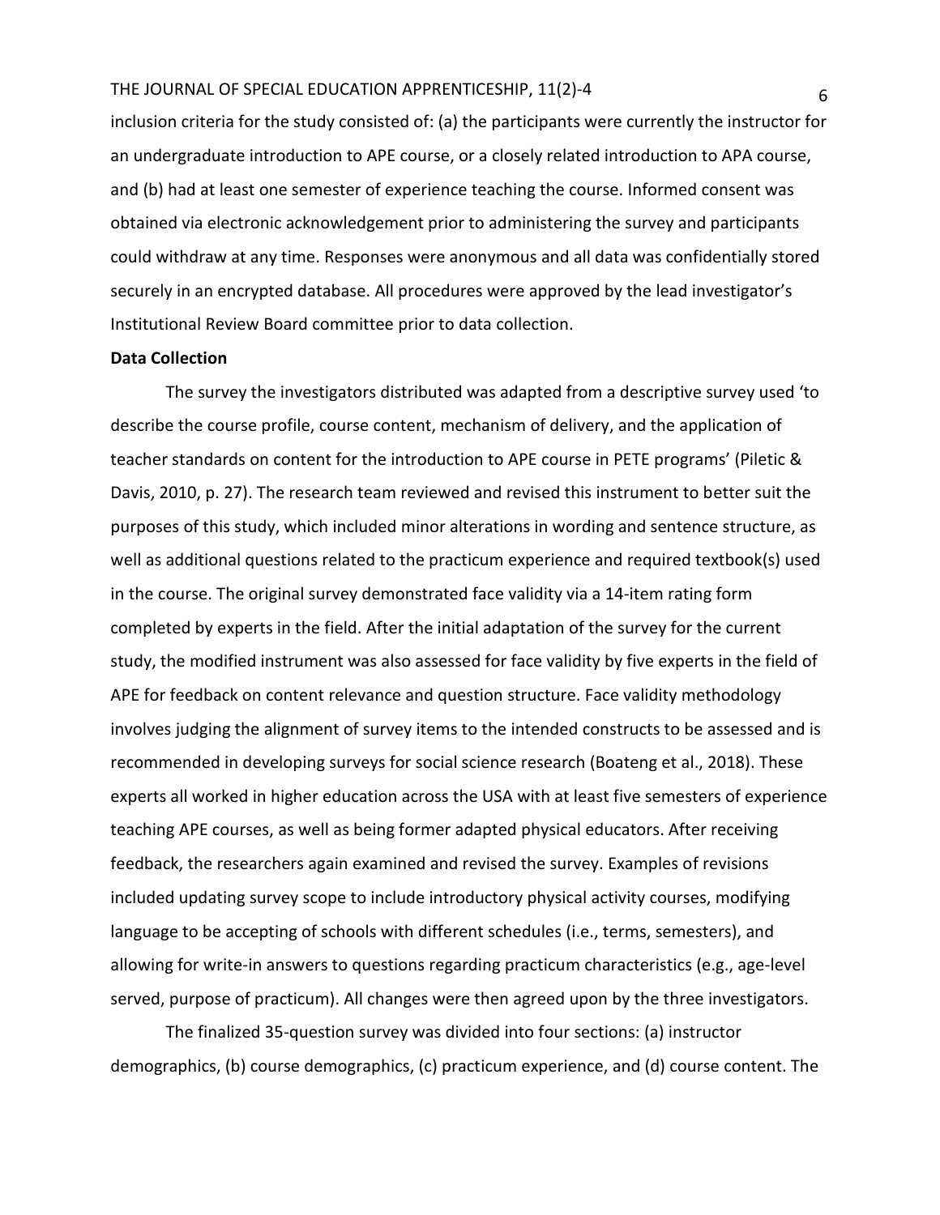inclusion criteria for the study consisted of: (a) the participants were currently the instructor for an undergraduate introduction to APE course, or a closely related introduction to APA course, and (b) had at least one semester of experience teaching the course. Informed consent was obtained via electronic acknowledgement prior to administering the survey and participants could withdraw at any time. Responses were anonymous and all data was confidentially stored securely in an encrypted database. All procedures were approved by the lead investigator's Institutional Review Board committee prior to data collection.

**Data Collection**

The survey the investigators distributed was adapted from a descriptive survey used 'to describe the course profile, course content, mechanism of delivery, and the application of teacher standards on content for the introduction to APE course in PETE programs' (Piletic & Davis, 2010, p. 27). The research team reviewed and revised this instrument to better suit the purposes of this study, which included minor alterations in wording and sentence structure, as well as additional questions related to the practicum experience and required textbook(s) used in the course. The original survey demonstrated face validity via a 14-item rating form completed by experts in the field. After the initial adaptation of the survey for the current study, the modified instrument was also assessed for face validity by five experts in the field of APE for feedback on content relevance and question structure. Face validity methodology involves judging the alignment of survey items to the intended constructs to be assessed and is recommended in developing surveys for social science research (Boateng et al., 2018). These experts all worked in higher education across the USA with at least five semesters of experience teaching APE courses, as well as being former adapted physical educators. After receiving feedback, the researchers again examined and revised the survey. Examples of revisions included updating survey scope to include introductory physical activity courses, modifying language to be accepting of schools with different schedules (i.e., terms, semesters), and allowing for write-in answers to questions regarding practicum characteristics (e.g., age-level served, purpose of practicum). All changes were then agreed upon by the three investigators.

The finalized 35-question survey was divided into four sections: (a) instructor demographics, (b) course demographics, (c) practicum experience, and (d) course content. The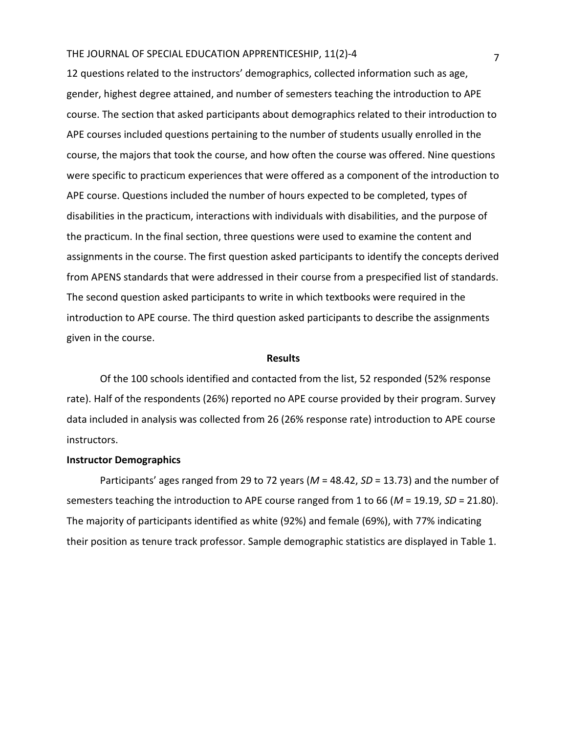12 questions related to the instructors' demographics, collected information such as age, gender, highest degree attained, and number of semesters teaching the introduction to APE course. The section that asked participants about demographics related to their introduction to APE courses included questions pertaining to the number of students usually enrolled in the course, the majors that took the course, and how often the course was offered. Nine questions were specific to practicum experiences that were offered as a component of the introduction to APE course. Questions included the number of hours expected to be completed, types of disabilities in the practicum, interactions with individuals with disabilities, and the purpose of the practicum. In the final section, three questions were used to examine the content and assignments in the course. The first question asked participants to identify the concepts derived from APENS standards that were addressed in their course from a prespecified list of standards. The second question asked participants to write in which textbooks were required in the introduction to APE course. The third question asked participants to describe the assignments given in the course.

## Results

Of the 100 schools identified and contacted from the list, 52 responded (52% response rate). Half of the respondents (26%) reported no APE course provided by their program. Survey data included in analysis was collected from 26 (26% response rate) introduction to APE course instructors.

### Instructor Demographics

Participants' ages ranged from 29 to 72 years ($M$ = 48.42, $SD$ = 13.73) and the number of semesters teaching the introduction to APE course ranged from 1 to 66 ($M$ = 19.19, $SD$ = 21.80). The majority of participants identified as white (92%) and female (69%), with 77% indicating their position as tenure track professor. Sample demographic statistics are displayed in Table 1.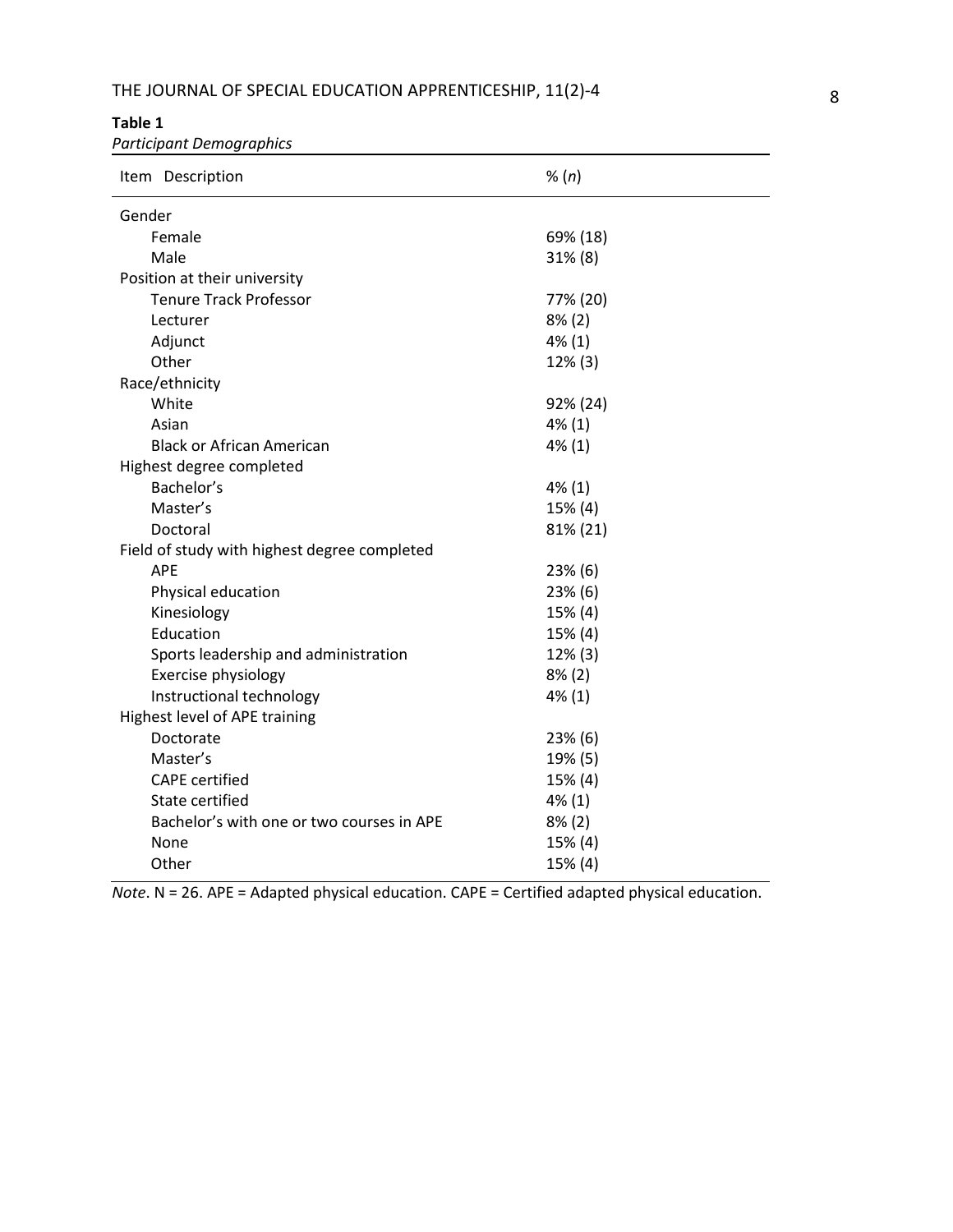**Table 1**

*Participant Demographics*

| Item Description | % (*n*) |
|---|---|
| Gender | |
| Female | 69% (18) |
| Male | 31% (8) |
| Position at their university | |
| Tenure Track Professor | 77% (20) |
| Lecturer | 8% (2) |
| Adjunct | 4% (1) |
| Other | 12% (3) |
| Race/ethnicity | |
| White | 92% (24) |
| Asian | 4% (1) |
| Black or African American | 4% (1) |
| Highest degree completed | |
| Bachelor's | 4% (1) |
| Master's | 15% (4) |
| Doctoral | 81% (21) |
| Field of study with highest degree completed | |
| APE | 23% (6) |
| Physical education | 23% (6) |
| Kinesiology | 15% (4) |
| Education | 15% (4) |
| Sports leadership and administration | 12% (3) |
| Exercise physiology | 8% (2) |
| Instructional technology | 4% (1) |
| Highest level of APE training | |
| Doctorate | 23% (6) |
| Master's | 19% (5) |
| CAPE certified | 15% (4) |
| State certified | 4% (1) |
| Bachelor's with one or two courses in APE | 8% (2) |
| None | 15% (4) |
| Other | 15% (4) |

*Note*. N = 26. APE = Adapted physical education. CAPE = Certified adapted physical education.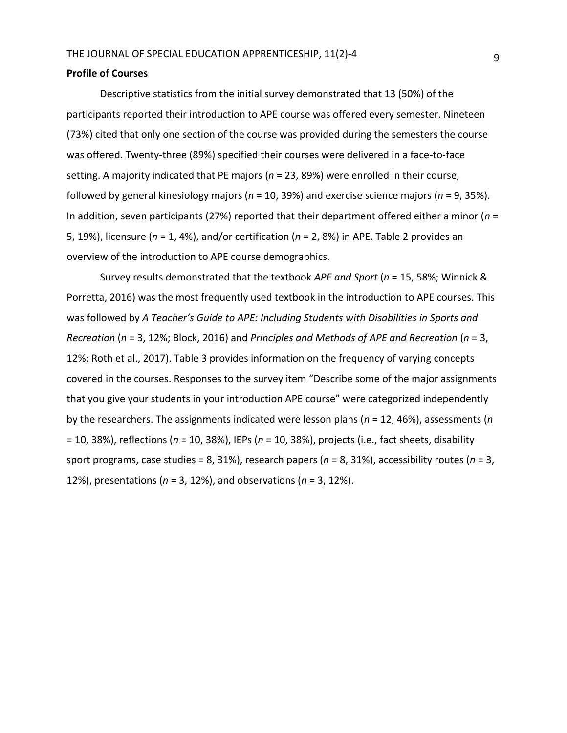**Profile of Courses**

Descriptive statistics from the initial survey demonstrated that 13 (50%) of the participants reported their introduction to APE course was offered every semester. Nineteen (73%) cited that only one section of the course was provided during the semesters the course was offered. Twenty-three (89%) specified their courses were delivered in a face-to-face setting. A majority indicated that PE majors ($n$ = 23, 89%) were enrolled in their course, followed by general kinesiology majors ($n$ = 10, 39%) and exercise science majors ($n$ = 9, 35%). In addition, seven participants (27%) reported that their department offered either a minor ($n$ = 5, 19%), licensure ($n$ = 1, 4%), and/or certification ($n$ = 2, 8%) in APE. Table 2 provides an overview of the introduction to APE course demographics.

Survey results demonstrated that the textbook *APE and Sport* ($n$ = 15, 58%; Winnick & Porretta, 2016) was the most frequently used textbook in the introduction to APE courses. This was followed by *A Teacher's Guide to APE: Including Students with Disabilities in Sports and Recreation* ($n$ = 3, 12%; Block, 2016) and *Principles and Methods of APE and Recreation* ($n$ = 3, 12%; Roth et al., 2017). Table 3 provides information on the frequency of varying concepts covered in the courses. Responses to the survey item "Describe some of the major assignments that you give your students in your introduction APE course" were categorized independently by the researchers. The assignments indicated were lesson plans ($n$ = 12, 46%), assessments ($n$ = 10, 38%), reflections ($n$ = 10, 38%), IEPs ($n$ = 10, 38%), projects (i.e., fact sheets, disability sport programs, case studies = 8, 31%), research papers ($n$ = 8, 31%), accessibility routes ($n$ = 3, 12%), presentations ($n$ = 3, 12%), and observations ($n$ = 3, 12%).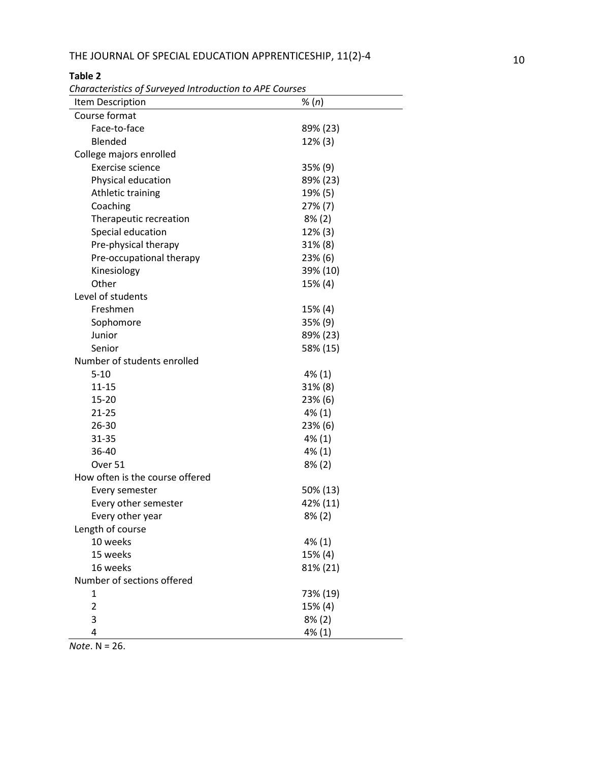**Table 2**

*Characteristics of Surveyed Introduction to APE Courses*

| Item Description | % (*n*) |
| --- | --- |
| Course format | |
| Face-to-face | 89% (23) |
| Blended | 12% (3) |
| College majors enrolled | |
| Exercise science | 35% (9) |
| Physical education | 89% (23) |
| Athletic training | 19% (5) |
| Coaching | 27% (7) |
| Therapeutic recreation | 8% (2) |
| Special education | 12% (3) |
| Pre-physical therapy | 31% (8) |
| Pre-occupational therapy | 23% (6) |
| Kinesiology | 39% (10) |
| Other | 15% (4) |
| Level of students | |
| Freshmen | 15% (4) |
| Sophomore | 35% (9) |
| Junior | 89% (23) |
| Senior | 58% (15) |
| Number of students enrolled | |
| 5-10 | 4% (1) |
| 11-15 | 31% (8) |
| 15-20 | 23% (6) |
| 21-25 | 4% (1) |
| 26-30 | 23% (6) |
| 31-35 | 4% (1) |
| 36-40 | 4% (1) |
| Over 51 | 8% (2) |
| How often is the course offered | |
| Every semester | 50% (13) |
| Every other semester | 42% (11) |
| Every other year | 8% (2) |
| Length of course | |
| 10 weeks | 4% (1) |
| 15 weeks | 15% (4) |
| 16 weeks | 81% (21) |
| Number of sections offered | |
| 1 | 73% (19) |
| 2 | 15% (4) |
| 3 | 8% (2) |
| 4 | 4% (1) |

*Note*. N = 26.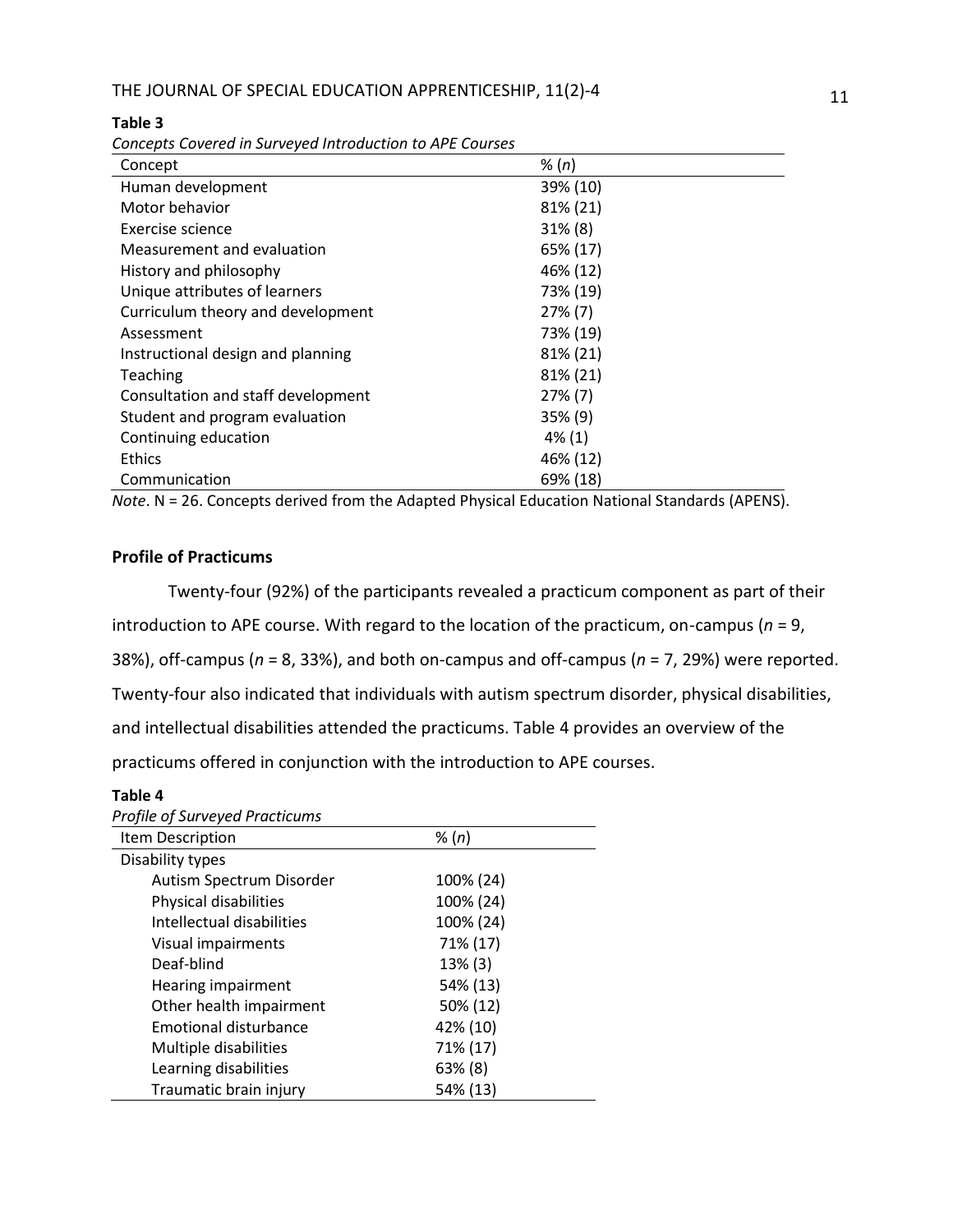**Table 3**

*Concepts Covered in Surveyed Introduction to APE Courses*

| Concept | % (*n*) |
|---|---|
| Human development | 39% (10) |
| Motor behavior | 81% (21) |
| Exercise science | 31% (8) |
| Measurement and evaluation | 65% (17) |
| History and philosophy | 46% (12) |
| Unique attributes of learners | 73% (19) |
| Curriculum theory and development | 27% (7) |
| Assessment | 73% (19) |
| Instructional design and planning | 81% (21) |
| Teaching | 81% (21) |
| Consultation and staff development | 27% (7) |
| Student and program evaluation | 35% (9) |
| Continuing education | 4% (1) |
| Ethics | 46% (12) |
| Communication | 69% (18) |

*Note*. N = 26. Concepts derived from the Adapted Physical Education National Standards (APENS).

### Profile of Practicums

Twenty-four (92%) of the participants revealed a practicum component as part of their introduction to APE course. With regard to the location of the practicum, on-campus (*n* = 9, 38%), off-campus (*n* = 8, 33%), and both on-campus and off-campus (*n* = 7, 29%) were reported. Twenty-four also indicated that individuals with autism spectrum disorder, physical disabilities, and intellectual disabilities attended the practicums. Table 4 provides an overview of the practicums offered in conjunction with the introduction to APE courses.

**Table 4**

*Profile of Surveyed Practicums*

| Item Description | % (*n*) |
|---|---|
| Disability types | |
| Autism Spectrum Disorder | 100% (24) |
| Physical disabilities | 100% (24) |
| Intellectual disabilities | 100% (24) |
| Visual impairments | 71% (17) |
| Deaf-blind | 13% (3) |
| Hearing impairment | 54% (13) |
| Other health impairment | 50% (12) |
| Emotional disturbance | 42% (10) |
| Multiple disabilities | 71% (17) |
| Learning disabilities | 63% (8) |
| Traumatic brain injury | 54% (13) |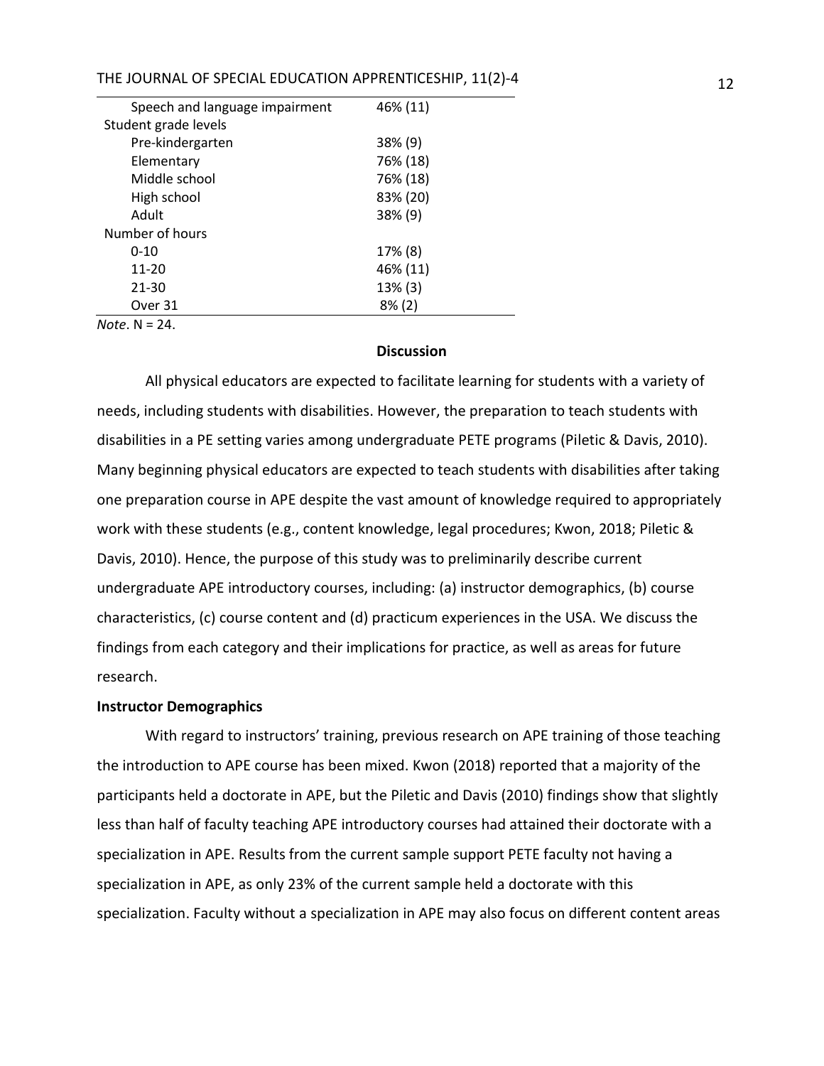| | |
|---|---|
| Speech and language impairment | 46% (11) |
| Student grade levels | |
| Pre-kindergarten | 38% (9) |
| Elementary | 76% (18) |
| Middle school | 76% (18) |
| High school | 83% (20) |
| Adult | 38% (9) |
| Number of hours | |
| 0-10 | 17% (8) |
| 11-20 | 46% (11) |
| 21-30 | 13% (3) |
| Over 31 | 8% (2) |

*Note*. N = 24.

## Discussion

All physical educators are expected to facilitate learning for students with a variety of needs, including students with disabilities. However, the preparation to teach students with disabilities in a PE setting varies among undergraduate PETE programs (Piletic & Davis, 2010). Many beginning physical educators are expected to teach students with disabilities after taking one preparation course in APE despite the vast amount of knowledge required to appropriately work with these students (e.g., content knowledge, legal procedures; Kwon, 2018; Piletic & Davis, 2010). Hence, the purpose of this study was to preliminarily describe current undergraduate APE introductory courses, including: (a) instructor demographics, (b) course characteristics, (c) course content and (d) practicum experiences in the USA. We discuss the findings from each category and their implications for practice, as well as areas for future research.

### Instructor Demographics

With regard to instructors' training, previous research on APE training of those teaching the introduction to APE course has been mixed. Kwon (2018) reported that a majority of the participants held a doctorate in APE, but the Piletic and Davis (2010) findings show that slightly less than half of faculty teaching APE introductory courses had attained their doctorate with a specialization in APE. Results from the current sample support PETE faculty not having a specialization in APE, as only 23% of the current sample held a doctorate with this specialization. Faculty without a specialization in APE may also focus on different content areas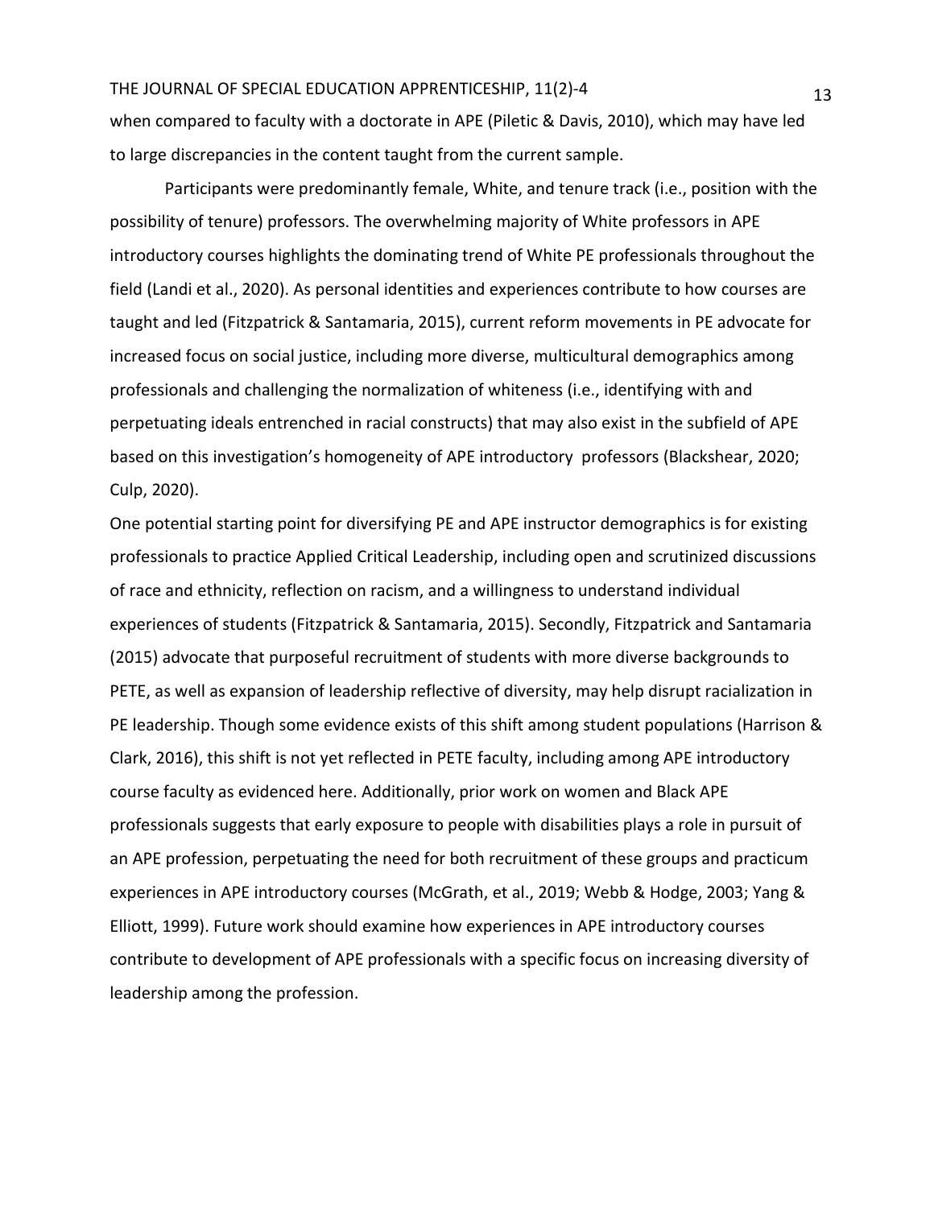when compared to faculty with a doctorate in APE (Piletic & Davis, 2010), which may have led to large discrepancies in the content taught from the current sample.

Participants were predominantly female, White, and tenure track (i.e., position with the possibility of tenure) professors. The overwhelming majority of White professors in APE introductory courses highlights the dominating trend of White PE professionals throughout the field (Landi et al., 2020). As personal identities and experiences contribute to how courses are taught and led (Fitzpatrick & Santamaria, 2015), current reform movements in PE advocate for increased focus on social justice, including more diverse, multicultural demographics among professionals and challenging the normalization of whiteness (i.e., identifying with and perpetuating ideals entrenched in racial constructs) that may also exist in the subfield of APE based on this investigation's homogeneity of APE introductory professors (Blackshear, 2020; Culp, 2020).

One potential starting point for diversifying PE and APE instructor demographics is for existing professionals to practice Applied Critical Leadership, including open and scrutinized discussions of race and ethnicity, reflection on racism, and a willingness to understand individual experiences of students (Fitzpatrick & Santamaria, 2015). Secondly, Fitzpatrick and Santamaria (2015) advocate that purposeful recruitment of students with more diverse backgrounds to PETE, as well as expansion of leadership reflective of diversity, may help disrupt racialization in PE leadership. Though some evidence exists of this shift among student populations (Harrison & Clark, 2016), this shift is not yet reflected in PETE faculty, including among APE introductory course faculty as evidenced here. Additionally, prior work on women and Black APE professionals suggests that early exposure to people with disabilities plays a role in pursuit of an APE profession, perpetuating the need for both recruitment of these groups and practicum experiences in APE introductory courses (McGrath, et al., 2019; Webb & Hodge, 2003; Yang & Elliott, 1999). Future work should examine how experiences in APE introductory courses contribute to development of APE professionals with a specific focus on increasing diversity of leadership among the profession.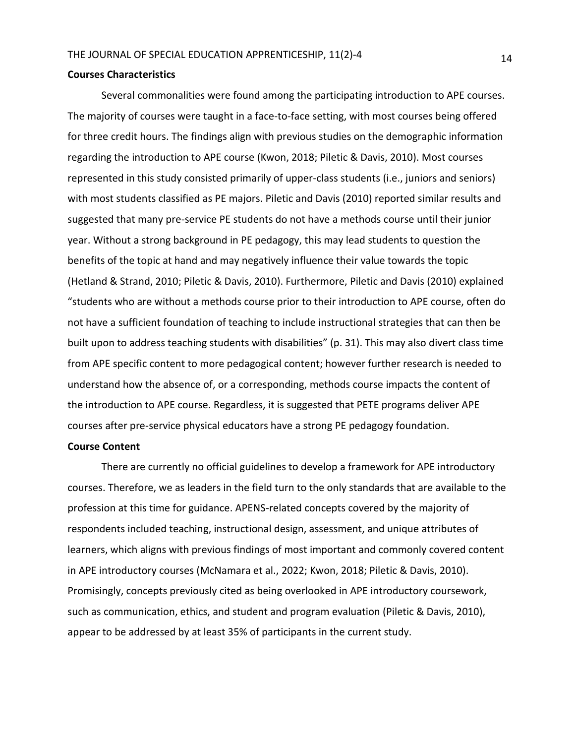**Courses Characteristics**

Several commonalities were found among the participating introduction to APE courses. The majority of courses were taught in a face-to-face setting, with most courses being offered for three credit hours. The findings align with previous studies on the demographic information regarding the introduction to APE course (Kwon, 2018; Piletic & Davis, 2010). Most courses represented in this study consisted primarily of upper-class students (i.e., juniors and seniors) with most students classified as PE majors. Piletic and Davis (2010) reported similar results and suggested that many pre-service PE students do not have a methods course until their junior year. Without a strong background in PE pedagogy, this may lead students to question the benefits of the topic at hand and may negatively influence their value towards the topic (Hetland & Strand, 2010; Piletic & Davis, 2010). Furthermore, Piletic and Davis (2010) explained "students who are without a methods course prior to their introduction to APE course, often do not have a sufficient foundation of teaching to include instructional strategies that can then be built upon to address teaching students with disabilities" (p. 31). This may also divert class time from APE specific content to more pedagogical content; however further research is needed to understand how the absence of, or a corresponding, methods course impacts the content of the introduction to APE course. Regardless, it is suggested that PETE programs deliver APE courses after pre-service physical educators have a strong PE pedagogy foundation.

**Course Content**

There are currently no official guidelines to develop a framework for APE introductory courses. Therefore, we as leaders in the field turn to the only standards that are available to the profession at this time for guidance. APENS-related concepts covered by the majority of respondents included teaching, instructional design, assessment, and unique attributes of learners, which aligns with previous findings of most important and commonly covered content in APE introductory courses (McNamara et al., 2022; Kwon, 2018; Piletic & Davis, 2010). Promisingly, concepts previously cited as being overlooked in APE introductory coursework, such as communication, ethics, and student and program evaluation (Piletic & Davis, 2010), appear to be addressed by at least 35% of participants in the current study.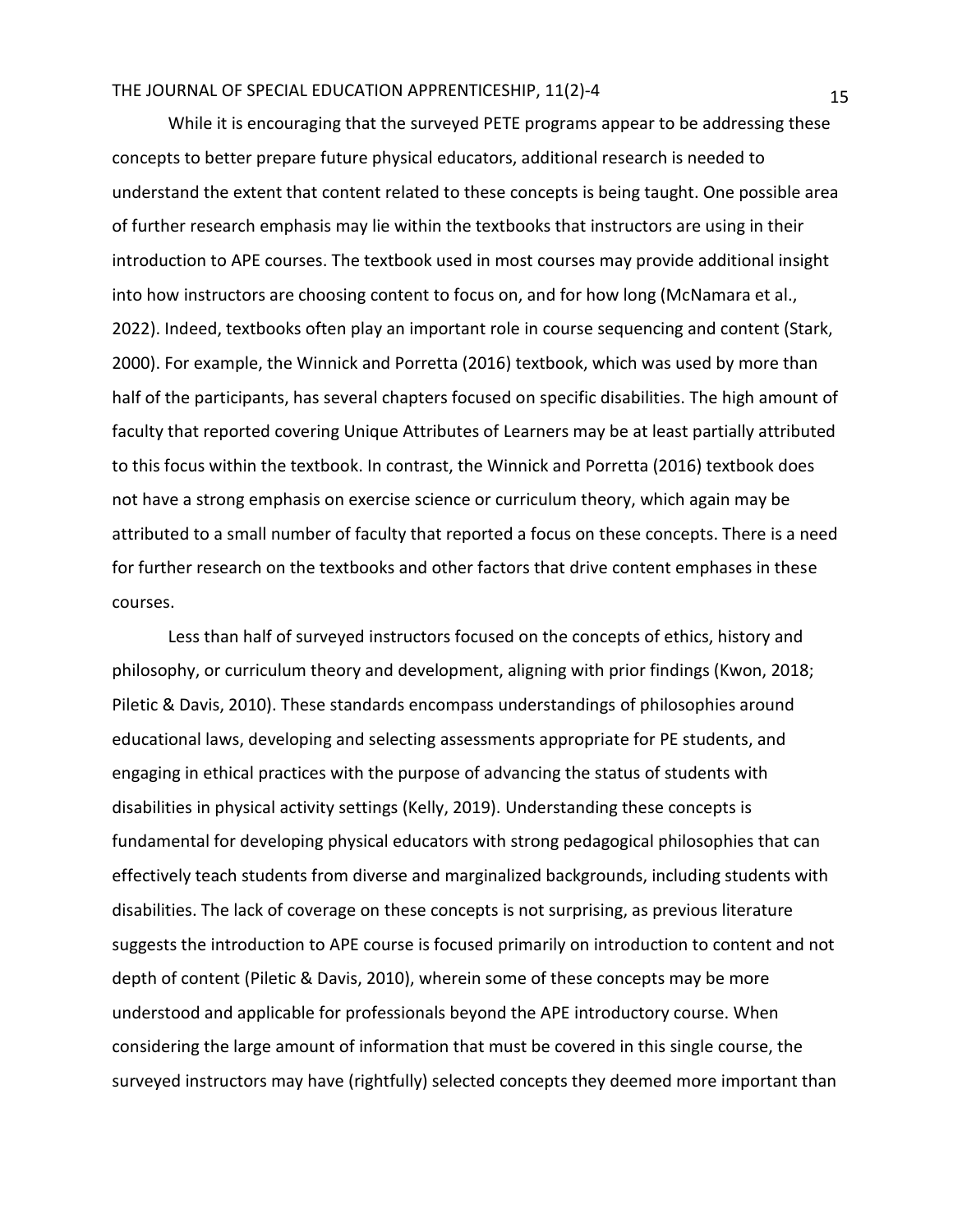While it is encouraging that the surveyed PETE programs appear to be addressing these concepts to better prepare future physical educators, additional research is needed to understand the extent that content related to these concepts is being taught. One possible area of further research emphasis may lie within the textbooks that instructors are using in their introduction to APE courses. The textbook used in most courses may provide additional insight into how instructors are choosing content to focus on, and for how long (McNamara et al., 2022). Indeed, textbooks often play an important role in course sequencing and content (Stark, 2000). For example, the Winnick and Porretta (2016) textbook, which was used by more than half of the participants, has several chapters focused on specific disabilities. The high amount of faculty that reported covering Unique Attributes of Learners may be at least partially attributed to this focus within the textbook. In contrast, the Winnick and Porretta (2016) textbook does not have a strong emphasis on exercise science or curriculum theory, which again may be attributed to a small number of faculty that reported a focus on these concepts. There is a need for further research on the textbooks and other factors that drive content emphases in these courses.

Less than half of surveyed instructors focused on the concepts of ethics, history and philosophy, or curriculum theory and development, aligning with prior findings (Kwon, 2018; Piletic & Davis, 2010). These standards encompass understandings of philosophies around educational laws, developing and selecting assessments appropriate for PE students, and engaging in ethical practices with the purpose of advancing the status of students with disabilities in physical activity settings (Kelly, 2019). Understanding these concepts is fundamental for developing physical educators with strong pedagogical philosophies that can effectively teach students from diverse and marginalized backgrounds, including students with disabilities. The lack of coverage on these concepts is not surprising, as previous literature suggests the introduction to APE course is focused primarily on introduction to content and not depth of content (Piletic & Davis, 2010), wherein some of these concepts may be more understood and applicable for professionals beyond the APE introductory course. When considering the large amount of information that must be covered in this single course, the surveyed instructors may have (rightfully) selected concepts they deemed more important than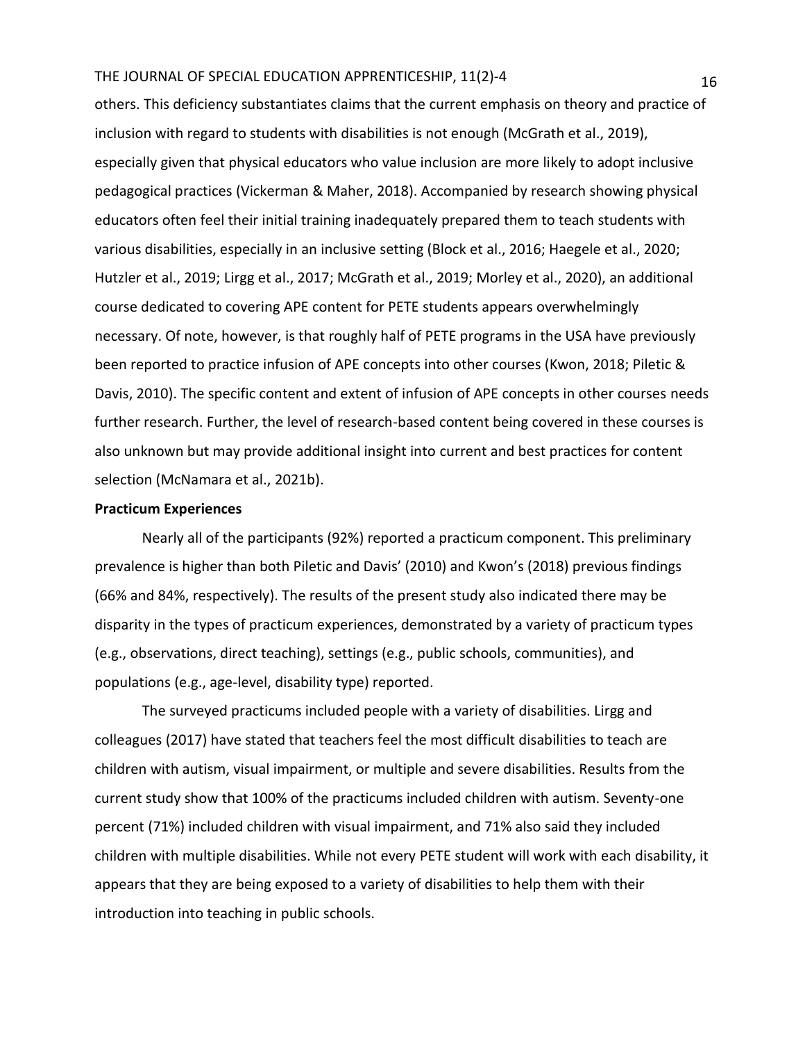others. This deficiency substantiates claims that the current emphasis on theory and practice of inclusion with regard to students with disabilities is not enough (McGrath et al., 2019), especially given that physical educators who value inclusion are more likely to adopt inclusive pedagogical practices (Vickerman & Maher, 2018). Accompanied by research showing physical educators often feel their initial training inadequately prepared them to teach students with various disabilities, especially in an inclusive setting (Block et al., 2016; Haegele et al., 2020; Hutzler et al., 2019; Lirgg et al., 2017; McGrath et al., 2019; Morley et al., 2020), an additional course dedicated to covering APE content for PETE students appears overwhelmingly necessary. Of note, however, is that roughly half of PETE programs in the USA have previously been reported to practice infusion of APE concepts into other courses (Kwon, 2018; Piletic & Davis, 2010). The specific content and extent of infusion of APE concepts in other courses needs further research. Further, the level of research-based content being covered in these courses is also unknown but may provide additional insight into current and best practices for content selection (McNamara et al., 2021b).

**Practicum Experiences**

Nearly all of the participants (92%) reported a practicum component. This preliminary prevalence is higher than both Piletic and Davis' (2010) and Kwon's (2018) previous findings (66% and 84%, respectively). The results of the present study also indicated there may be disparity in the types of practicum experiences, demonstrated by a variety of practicum types (e.g., observations, direct teaching), settings (e.g., public schools, communities), and populations (e.g., age-level, disability type) reported.

The surveyed practicums included people with a variety of disabilities. Lirgg and colleagues (2017) have stated that teachers feel the most difficult disabilities to teach are children with autism, visual impairment, or multiple and severe disabilities. Results from the current study show that 100% of the practicums included children with autism. Seventy-one percent (71%) included children with visual impairment, and 71% also said they included children with multiple disabilities. While not every PETE student will work with each disability, it appears that they are being exposed to a variety of disabilities to help them with their introduction into teaching in public schools.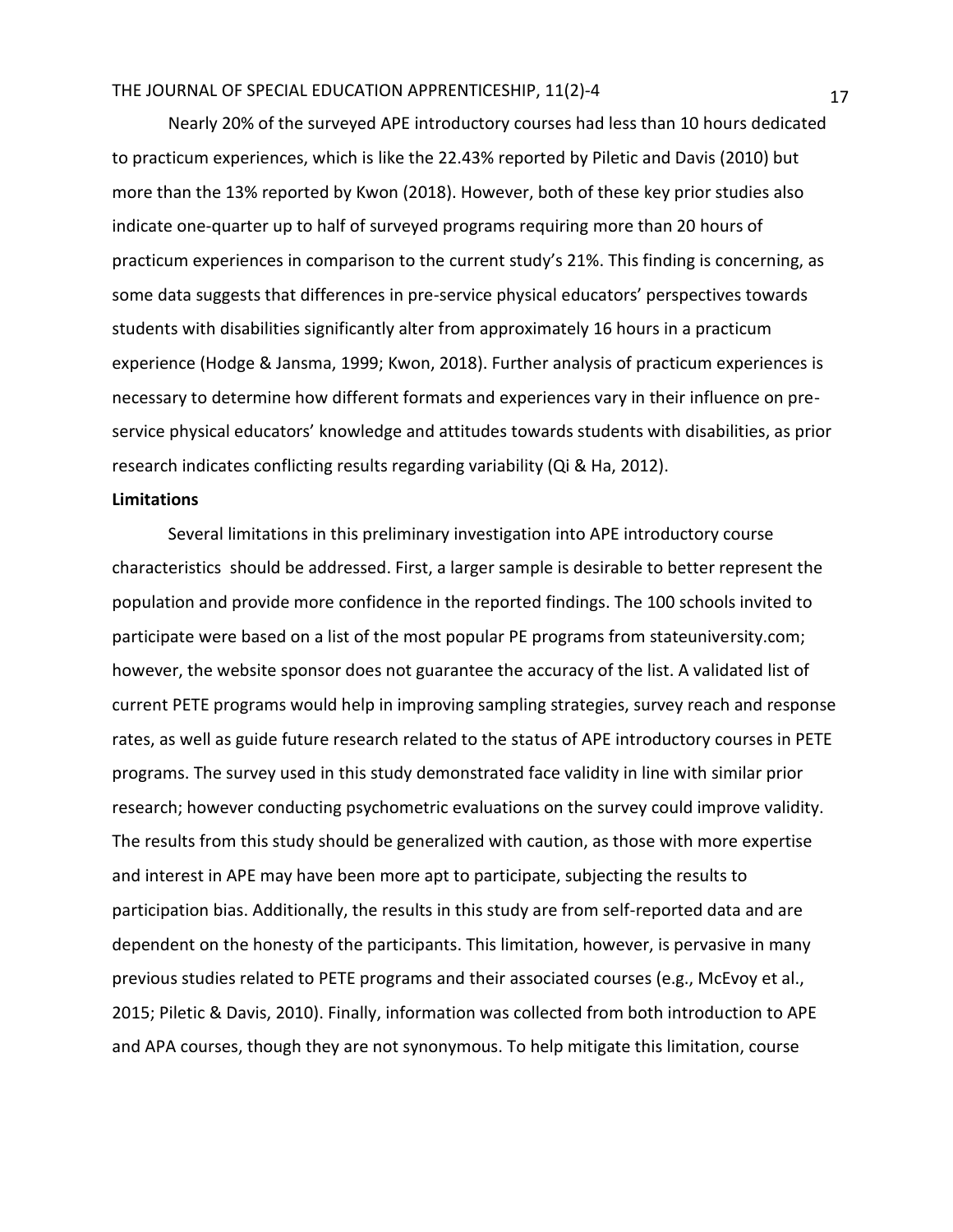Nearly 20% of the surveyed APE introductory courses had less than 10 hours dedicated to practicum experiences, which is like the 22.43% reported by Piletic and Davis (2010) but more than the 13% reported by Kwon (2018). However, both of these key prior studies also indicate one-quarter up to half of surveyed programs requiring more than 20 hours of practicum experiences in comparison to the current study's 21%. This finding is concerning, as some data suggests that differences in pre-service physical educators' perspectives towards students with disabilities significantly alter from approximately 16 hours in a practicum experience (Hodge & Jansma, 1999; Kwon, 2018). Further analysis of practicum experiences is necessary to determine how different formats and experiences vary in their influence on pre-service physical educators' knowledge and attitudes towards students with disabilities, as prior research indicates conflicting results regarding variability (Qi & Ha, 2012).

**Limitations**

Several limitations in this preliminary investigation into APE introductory course characteristics should be addressed. First, a larger sample is desirable to better represent the population and provide more confidence in the reported findings. The 100 schools invited to participate were based on a list of the most popular PE programs from stateuniversity.com; however, the website sponsor does not guarantee the accuracy of the list. A validated list of current PETE programs would help in improving sampling strategies, survey reach and response rates, as well as guide future research related to the status of APE introductory courses in PETE programs. The survey used in this study demonstrated face validity in line with similar prior research; however conducting psychometric evaluations on the survey could improve validity. The results from this study should be generalized with caution, as those with more expertise and interest in APE may have been more apt to participate, subjecting the results to participation bias. Additionally, the results in this study are from self-reported data and are dependent on the honesty of the participants. This limitation, however, is pervasive in many previous studies related to PETE programs and their associated courses (e.g., McEvoy et al., 2015; Piletic & Davis, 2010). Finally, information was collected from both introduction to APE and APA courses, though they are not synonymous. To help mitigate this limitation, course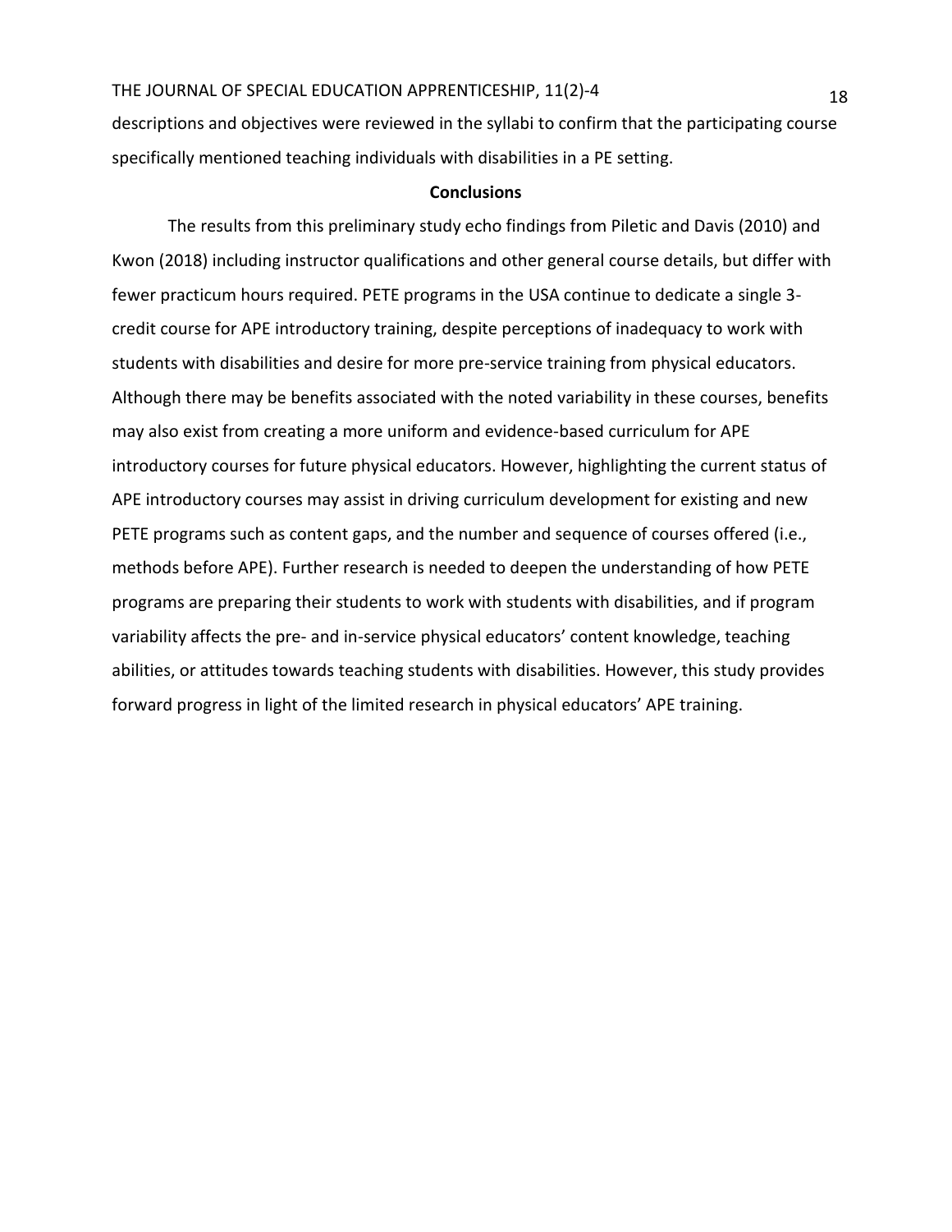descriptions and objectives were reviewed in the syllabi to confirm that the participating course specifically mentioned teaching individuals with disabilities in a PE setting.

## Conclusions

The results from this preliminary study echo findings from Piletic and Davis (2010) and Kwon (2018) including instructor qualifications and other general course details, but differ with fewer practicum hours required. PETE programs in the USA continue to dedicate a single 3-credit course for APE introductory training, despite perceptions of inadequacy to work with students with disabilities and desire for more pre-service training from physical educators. Although there may be benefits associated with the noted variability in these courses, benefits may also exist from creating a more uniform and evidence-based curriculum for APE introductory courses for future physical educators. However, highlighting the current status of APE introductory courses may assist in driving curriculum development for existing and new PETE programs such as content gaps, and the number and sequence of courses offered (i.e., methods before APE). Further research is needed to deepen the understanding of how PETE programs are preparing their students to work with students with disabilities, and if program variability affects the pre- and in-service physical educators' content knowledge, teaching abilities, or attitudes towards teaching students with disabilities. However, this study provides forward progress in light of the limited research in physical educators' APE training.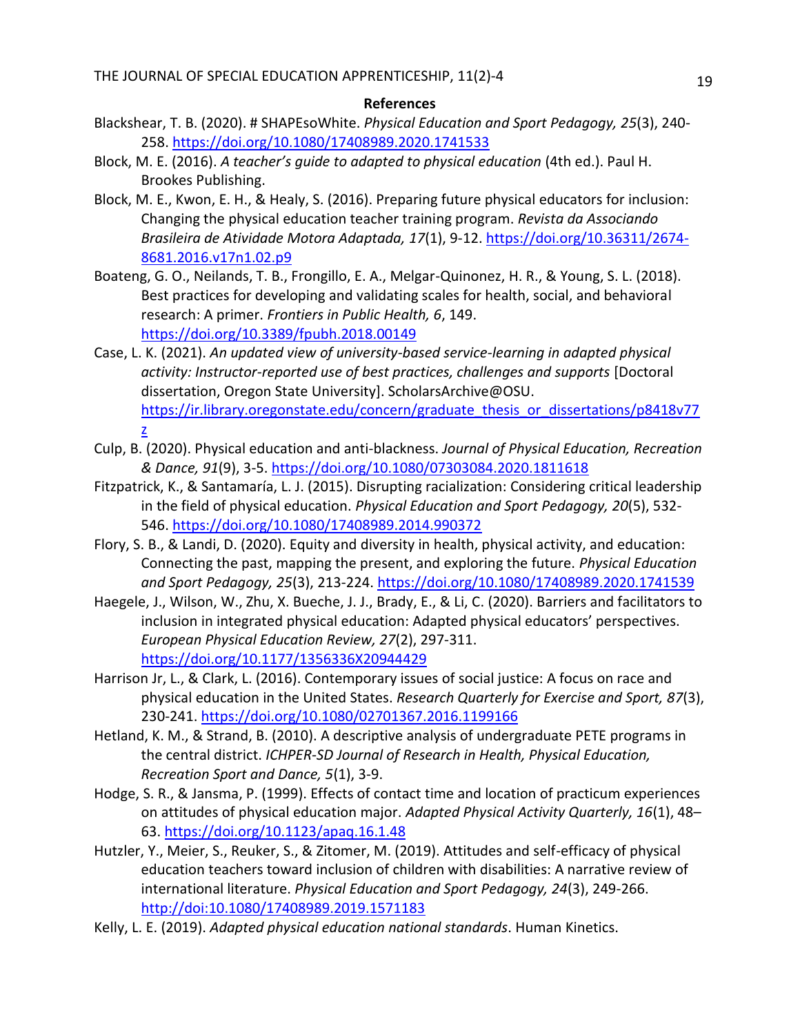**References**

Blackshear, T. B. (2020). # SHAPEsoWhite. *Physical Education and Sport Pedagogy, 25*(3), 240-258. https://doi.org/10.1080/17408989.2020.1741533

Block, M. E. (2016). *A teacher's guide to adapted to physical education* (4th ed.). Paul H. Brookes Publishing.

Block, M. E., Kwon, E. H., & Healy, S. (2016). Preparing future physical educators for inclusion: Changing the physical education teacher training program. *Revista da Associando Brasileira de Atividade Motora Adaptada, 17*(1), 9-12. https://doi.org/10.36311/2674-8681.2016.v17n1.02.p9

Boateng, G. O., Neilands, T. B., Frongillo, E. A., Melgar-Quinonez, H. R., & Young, S. L. (2018). Best practices for developing and validating scales for health, social, and behavioral research: A primer. *Frontiers in Public Health, 6*, 149. https://doi.org/10.3389/fpubh.2018.00149

Case, L. K. (2021). *An updated view of university-based service-learning in adapted physical activity: Instructor-reported use of best practices, challenges and supports* [Doctoral dissertation, Oregon State University]. ScholarsArchive@OSU. https://ir.library.oregonstate.edu/concern/graduate_thesis_or_dissertations/p8418v77z

Culp, B. (2020). Physical education and anti-blackness. *Journal of Physical Education, Recreation & Dance, 91*(9), 3-5. https://doi.org/10.1080/07303084.2020.1811618

Fitzpatrick, K., & Santamaría, L. J. (2015). Disrupting racialization: Considering critical leadership in the field of physical education. *Physical Education and Sport Pedagogy, 20*(5), 532-546. https://doi.org/10.1080/17408989.2014.990372

Flory, S. B., & Landi, D. (2020). Equity and diversity in health, physical activity, and education: Connecting the past, mapping the present, and exploring the future. *Physical Education and Sport Pedagogy, 25*(3), 213-224. https://doi.org/10.1080/17408989.2020.1741539

Haegele, J., Wilson, W., Zhu, X. Bueche, J. J., Brady, E., & Li, C. (2020). Barriers and facilitators to inclusion in integrated physical education: Adapted physical educators' perspectives. *European Physical Education Review, 27*(2), 297-311. https://doi.org/10.1177/1356336X20944429

Harrison Jr, L., & Clark, L. (2016). Contemporary issues of social justice: A focus on race and physical education in the United States. *Research Quarterly for Exercise and Sport, 87*(3), 230-241. https://doi.org/10.1080/02701367.2016.1199166

Hetland, K. M., & Strand, B. (2010). A descriptive analysis of undergraduate PETE programs in the central district. *ICHPER-SD Journal of Research in Health, Physical Education, Recreation Sport and Dance, 5*(1), 3-9.

Hodge, S. R., & Jansma, P. (1999). Effects of contact time and location of practicum experiences on attitudes of physical education major. *Adapted Physical Activity Quarterly, 16*(1), 48–63. https://doi.org/10.1123/apaq.16.1.48

Hutzler, Y., Meier, S., Reuker, S., & Zitomer, M. (2019). Attitudes and self-efficacy of physical education teachers toward inclusion of children with disabilities: A narrative review of international literature. *Physical Education and Sport Pedagogy, 24*(3), 249-266. http://doi:10.1080/17408989.2019.1571183

Kelly, L. E. (2019). *Adapted physical education national standards*. Human Kinetics.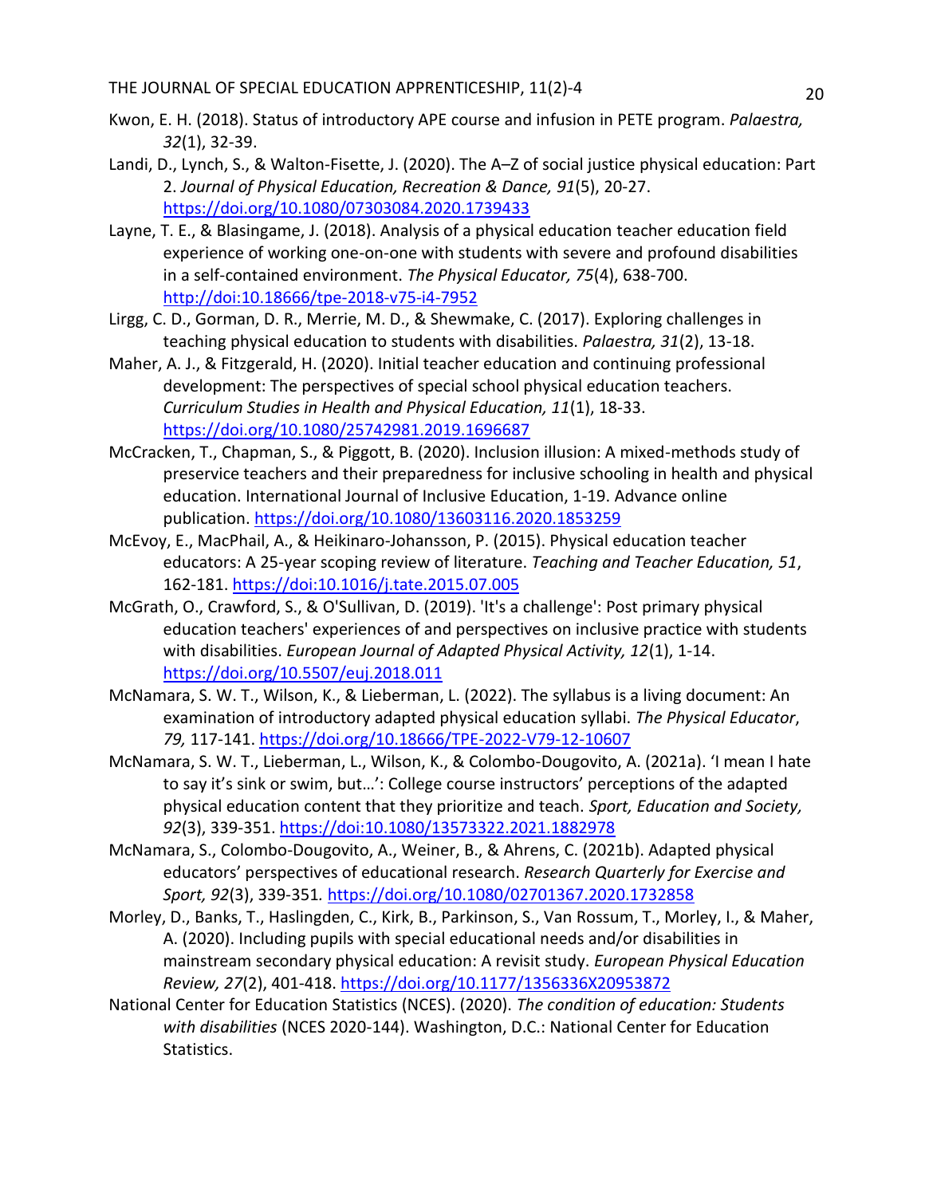Kwon, E. H. (2018). Status of introductory APE course and infusion in PETE program. *Palaestra, 32*(1), 32-39.

Landi, D., Lynch, S., & Walton-Fisette, J. (2020). The A–Z of social justice physical education: Part 2. *Journal of Physical Education, Recreation & Dance, 91*(5), 20-27. https://doi.org/10.1080/07303084.2020.1739433

Layne, T. E., & Blasingame, J. (2018). Analysis of a physical education teacher education field experience of working one-on-one with students with severe and profound disabilities in a self-contained environment. *The Physical Educator, 75*(4), 638-700. http://doi:10.18666/tpe-2018-v75-i4-7952

Lirgg, C. D., Gorman, D. R., Merrie, M. D., & Shewmake, C. (2017). Exploring challenges in teaching physical education to students with disabilities. *Palaestra, 31*(2), 13-18.

Maher, A. J., & Fitzgerald, H. (2020). Initial teacher education and continuing professional development: The perspectives of special school physical education teachers. *Curriculum Studies in Health and Physical Education, 11*(1), 18-33. https://doi.org/10.1080/25742981.2019.1696687

McCracken, T., Chapman, S., & Piggott, B. (2020). Inclusion illusion: A mixed-methods study of preservice teachers and their preparedness for inclusive schooling in health and physical education. International Journal of Inclusive Education, 1-19. Advance online publication. https://doi.org/10.1080/13603116.2020.1853259

McEvoy, E., MacPhail, A., & Heikinaro-Johansson, P. (2015). Physical education teacher educators: A 25-year scoping review of literature. *Teaching and Teacher Education, 51*, 162-181. https://doi:10.1016/j.tate.2015.07.005

McGrath, O., Crawford, S., & O'Sullivan, D. (2019). 'It's a challenge': Post primary physical education teachers' experiences of and perspectives on inclusive practice with students with disabilities. *European Journal of Adapted Physical Activity, 12*(1), 1-14. https://doi.org/10.5507/euj.2018.011

McNamara, S. W. T., Wilson, K., & Lieberman, L. (2022). The syllabus is a living document: An examination of introductory adapted physical education syllabi. *The Physical Educator*, *79,* 117-141. https://doi.org/10.18666/TPE-2022-V79-12-10607

McNamara, S. W. T., Lieberman, L., Wilson, K., & Colombo-Dougovito, A. (2021a). 'I mean I hate to say it's sink or swim, but…': College course instructors' perceptions of the adapted physical education content that they prioritize and teach. *Sport, Education and Society, 92*(3), 339-351. https://doi:10.1080/13573322.2021.1882978

McNamara, S., Colombo-Dougovito, A., Weiner, B., & Ahrens, C. (2021b). Adapted physical educators' perspectives of educational research. *Research Quarterly for Exercise and Sport, 92*(3), 339-351. https://doi.org/10.1080/02701367.2020.1732858

Morley, D., Banks, T., Haslingden, C., Kirk, B., Parkinson, S., Van Rossum, T., Morley, I., & Maher, A. (2020). Including pupils with special educational needs and/or disabilities in mainstream secondary physical education: A revisit study. *European Physical Education Review, 27*(2), 401-418. https://doi.org/10.1177/1356336X20953872

National Center for Education Statistics (NCES). (2020). *The condition of education: Students with disabilities* (NCES 2020-144). Washington, D.C.: National Center for Education Statistics.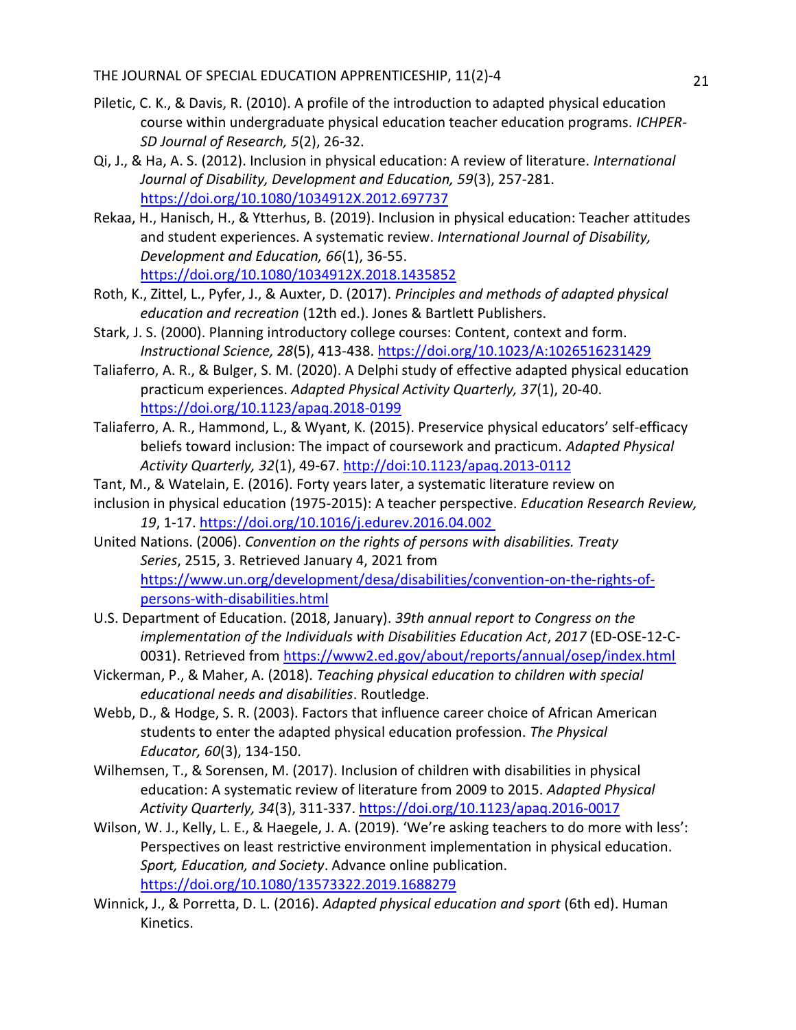Piletic, C. K., & Davis, R. (2010). A profile of the introduction to adapted physical education course within undergraduate physical education teacher education programs. *ICHPER-SD Journal of Research, 5*(2), 26-32.

Qi, J., & Ha, A. S. (2012). Inclusion in physical education: A review of literature. *International Journal of Disability, Development and Education, 59*(3), 257-281. https://doi.org/10.1080/1034912X.2012.697737

Rekaa, H., Hanisch, H., & Ytterhus, B. (2019). Inclusion in physical education: Teacher attitudes and student experiences. A systematic review. *International Journal of Disability, Development and Education, 66*(1), 36-55. https://doi.org/10.1080/1034912X.2018.1435852

Roth, K., Zittel, L., Pyfer, J., & Auxter, D. (2017). *Principles and methods of adapted physical education and recreation* (12th ed.). Jones & Bartlett Publishers.

Stark, J. S. (2000). Planning introductory college courses: Content, context and form. *Instructional Science, 28*(5), 413-438. https://doi.org/10.1023/A:1026516231429

Taliaferro, A. R., & Bulger, S. M. (2020). A Delphi study of effective adapted physical education practicum experiences. *Adapted Physical Activity Quarterly, 37*(1), 20-40. https://doi.org/10.1123/apaq.2018-0199

Taliaferro, A. R., Hammond, L., & Wyant, K. (2015). Preservice physical educators' self-efficacy beliefs toward inclusion: The impact of coursework and practicum. *Adapted Physical Activity Quarterly, 32*(1), 49-67. http://doi:10.1123/apaq.2013-0112

Tant, M., & Watelain, E. (2016). Forty years later, a systematic literature review on inclusion in physical education (1975-2015): A teacher perspective. *Education Research Review, 19*, 1-17. https://doi.org/10.1016/j.edurev.2016.04.002

United Nations. (2006). *Convention on the rights of persons with disabilities. Treaty Series*, 2515, 3. Retrieved January 4, 2021 from https://www.un.org/development/desa/disabilities/convention-on-the-rights-of-persons-with-disabilities.html

U.S. Department of Education. (2018, January). *39th annual report to Congress on the implementation of the Individuals with Disabilities Education Act*, *2017* (ED-OSE-12-C-0031). Retrieved from https://www2.ed.gov/about/reports/annual/osep/index.html

Vickerman, P., & Maher, A. (2018). *Teaching physical education to children with special educational needs and disabilities*. Routledge.

Webb, D., & Hodge, S. R. (2003). Factors that influence career choice of African American students to enter the adapted physical education profession. *The Physical Educator, 60*(3), 134-150.

Wilhemsen, T., & Sorensen, M. (2017). Inclusion of children with disabilities in physical education: A systematic review of literature from 2009 to 2015. *Adapted Physical Activity Quarterly, 34*(3), 311-337. https://doi.org/10.1123/apaq.2016-0017

Wilson, W. J., Kelly, L. E., & Haegele, J. A. (2019). 'We're asking teachers to do more with less': Perspectives on least restrictive environment implementation in physical education. *Sport, Education, and Society*. Advance online publication. https://doi.org/10.1080/13573322.2019.1688279

Winnick, J., & Porretta, D. L. (2016). *Adapted physical education and sport* (6th ed). Human Kinetics.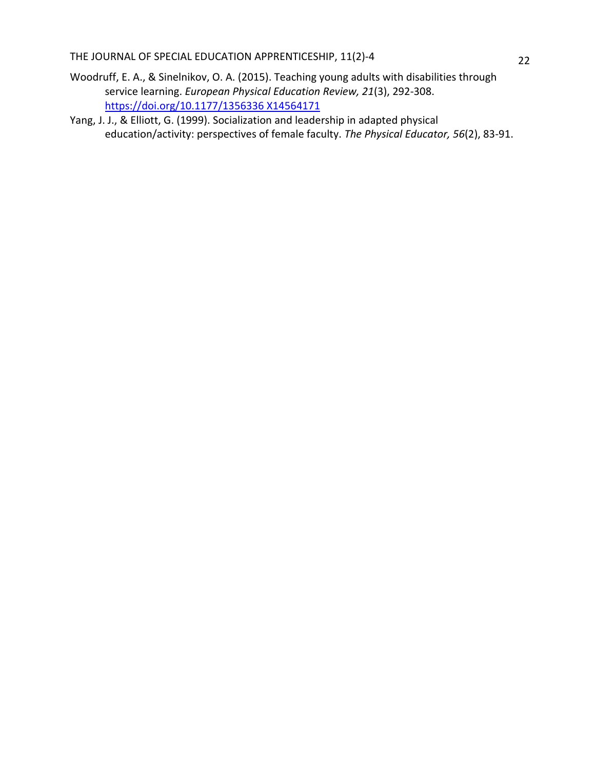Woodruff, E. A., & Sinelnikov, O. A. (2015). Teaching young adults with disabilities through service learning. *European Physical Education Review, 21*(3), 292-308. https://doi.org/10.1177/1356336 X14564171

Yang, J. J., & Elliott, G. (1999). Socialization and leadership in adapted physical education/activity: perspectives of female faculty. *The Physical Educator, 56*(2), 83-91.